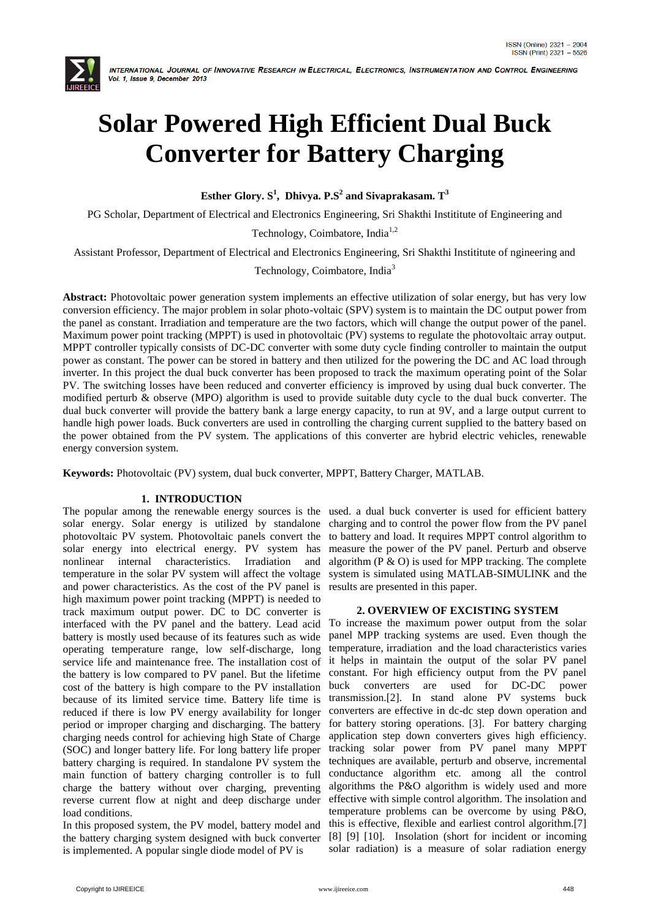# Solar Powered High Efficient Dual Buck Converter for Battery Charging

**Esther Glory. S[1], Dhivya. P.S[2] and Sivaprakasam. T[3]**

PG Scholar, Department of Electrical and Electronics Engineering, Sri Shakthi Instititute of Engineering and Technology, Coimbatore, India[1,2]

Assistant Professor, Department of Electrical and Electronics Engineering, Sri Shakthi Instititute of ngineering and Technology, Coimbatore, India[3]

**Abstract:** Photovoltaic power generation system implements an effective utilization of solar energy, but has very low conversion efficiency. The major problem in solar photo-voltaic (SPV) system is to maintain the DC output power from the panel as constant. Irradiation and temperature are the two factors, which will change the output power of the panel. Maximum power point tracking (MPPT) is used in photovoltaic (PV) systems to regulate the photovoltaic array output. MPPT controller typically consists of DC-DC converter with some duty cycle finding controller to maintain the output power as constant. The power can be stored in battery and then utilized for the powering the DC and AC load through inverter. In this project the dual buck converter has been proposed to track the maximum operating point of the Solar PV. The switching losses have been reduced and converter efficiency is improved by using dual buck converter. The modified perturb & observe (MPO) algorithm is used to provide suitable duty cycle to the dual buck converter. The dual buck converter will provide the battery bank a large energy capacity, to run at 9V, and a large output current to handle high power loads. Buck converters are used in controlling the charging current supplied to the battery based on the power obtained from the PV system. The applications of this converter are hybrid electric vehicles, renewable energy conversion system.

**Keywords:** Photovoltaic (PV) system, dual buck converter, MPPT, Battery Charger, MATLAB.

## 1. INTRODUCTION

The popular among the renewable energy sources is the solar energy. Solar energy is utilized by standalone photovoltaic PV system. Photovoltaic panels convert the solar energy into electrical energy. PV system has nonlinear internal characteristics. Irradiation and temperature in the solar PV system will affect the voltage and power characteristics. As the cost of the PV panel is high maximum power point tracking (MPPT) is needed to track maximum output power. DC to DC converter is interfaced with the PV panel and the battery. Lead acid battery is mostly used because of its features such as wide operating temperature range, low self-discharge, long service life and maintenance free. The installation cost of the battery is low compared to PV panel. But the lifetime cost of the battery is high compare to the PV installation because of its limited service time. Battery life time is reduced if there is low PV energy availability for longer period or improper charging and discharging. The battery charging needs control for achieving high State of Charge (SOC) and longer battery life. For long battery life proper battery charging is required. In standalone PV system the main function of battery charging controller is to full charge the battery without over charging, preventing reverse current flow at night and deep discharge under load conditions.

In this proposed system, the PV model, battery model and the battery charging system designed with buck converter is implemented. A popular single diode model of PV is used. a dual buck converter is used for efficient battery charging and to control the power flow from the PV panel to battery and load. It requires MPPT control algorithm to measure the power of the PV panel. Perturb and observe algorithm (P & O) is used for MPP tracking. The complete system is simulated using MATLAB-SIMULINK and the results are presented in this paper.

## 2. OVERVIEW OF EXCISTING SYSTEM

To increase the maximum power output from the solar panel MPP tracking systems are used. Even though the temperature, irradiation and the load characteristics varies it helps in maintain the output of the solar PV panel constant. For high efficiency output from the PV panel buck converters are used for DC-DC power transmission.[2]. In stand alone PV systems buck converters are effective in dc-dc step down operation and for battery storing operations. [3]. For battery charging application step down converters gives high efficiency. tracking solar power from PV panel many MPPT techniques are available, perturb and observe, incremental conductance algorithm etc. among all the control algorithms the P&O algorithm is widely used and more effective with simple control algorithm. The insolation and temperature problems can be overcome by using P&O, this is effective, flexible and earliest control algorithm.[7] [8] [9] [10]. Insolation (short for incident or incoming solar radiation) is a measure of solar radiation energy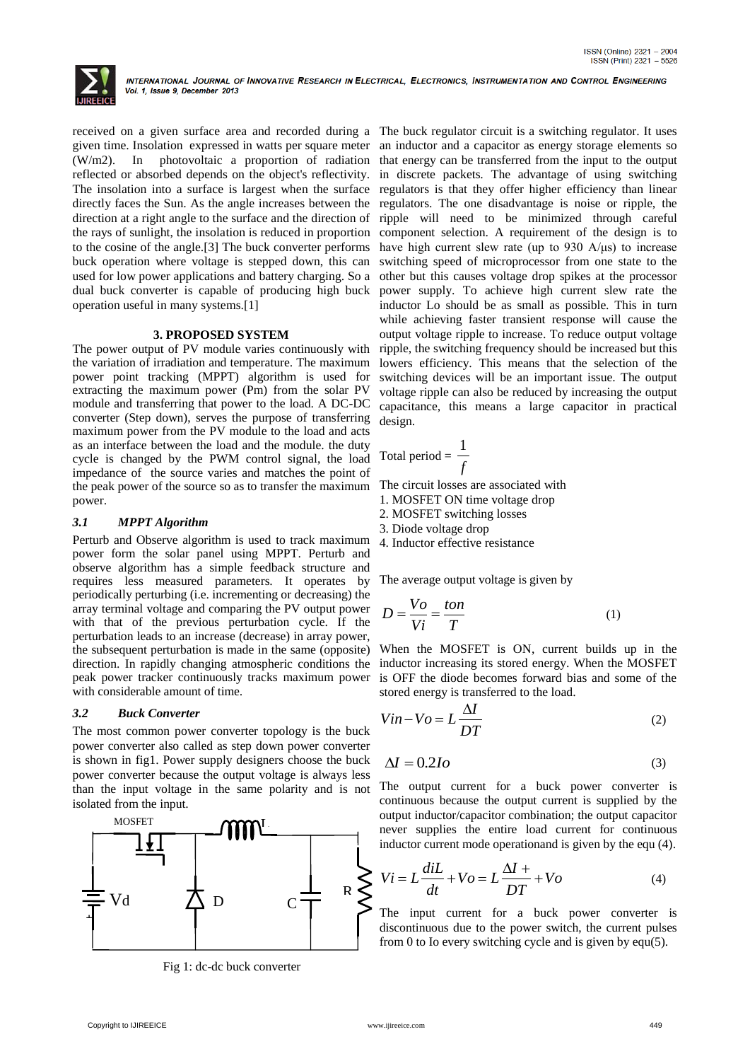received on a given surface area and recorded during a given time. Insolation expressed in watts per square meter (W/m2). In photovoltaic a proportion of radiation reflected or absorbed depends on the object's reflectivity. The insolation into a surface is largest when the surface directly faces the Sun. As the angle increases between the direction at a right angle to the surface and the direction of the rays of sunlight, the insolation is reduced in proportion to the cosine of the angle.[3] The buck converter performs buck operation where voltage is stepped down, this can used for low power applications and battery charging. So a dual buck converter is capable of producing high buck operation useful in many systems.[1]

## 3. PROPOSED SYSTEM

The power output of PV module varies continuously with the variation of irradiation and temperature. The maximum power point tracking (MPPT) algorithm is used for extracting the maximum power (Pm) from the solar PV module and transferring that power to the load. A DC-DC converter (Step down), serves the purpose of transferring maximum power from the PV module to the load and acts as an interface between the load and the module. the duty cycle is changed by the PWM control signal, the load impedance of the source varies and matches the point of the peak power of the source so as to transfer the maximum power.

### *3.1 MPPT Algorithm*

Perturb and Observe algorithm is used to track maximum power form the solar panel using MPPT. Perturb and observe algorithm has a simple feedback structure and requires less measured parameters. It operates by periodically perturbing (i.e. incrementing or decreasing) the array terminal voltage and comparing the PV output power with that of the previous perturbation cycle. If the perturbation leads to an increase (decrease) in array power, the subsequent perturbation is made in the same (opposite) direction. In rapidly changing atmospheric conditions the peak power tracker continuously tracks maximum power with considerable amount of time.

### *3.2 Buck Converter*

The most common power converter topology is the buck power converter also called as step down power converter is shown in fig1. Power supply designers choose the buck power converter because the output voltage is always less than the input voltage in the same polarity and is not isolated from the input.

Fig 1: dc-dc buck converter

The buck regulator circuit is a switching regulator. It uses an inductor and a capacitor as energy storage elements so that energy can be transferred from the input to the output in discrete packets. The advantage of using switching regulators is that they offer higher efficiency than linear regulators. The one disadvantage is noise or ripple, the ripple will need to be minimized through careful component selection. A requirement of the design is to have high current slew rate (up to 930 A/µs) to increase switching speed of microprocessor from one state to the other but this causes voltage drop spikes at the processor power supply. To achieve high current slew rate the inductor Lo should be as small as possible. This in turn while achieving faster transient response will cause the output voltage ripple to increase. To reduce output voltage ripple, the switching frequency should be increased but this lowers efficiency. This means that the selection of the switching devices will be an important issue. The output voltage ripple can also be reduced by increasing the output capacitance, this means a large capacitor in practical design.

$$\text{Total period} = \frac{1}{f}$$

The circuit losses are associated with

1. MOSFET ON time voltage drop
2. MOSFET switching losses
3. Diode voltage drop
4. Inductor effective resistance

The average output voltage is given by

$$D = \frac{Vo}{Vi} = \frac{ton}{T} \tag{1}$$

When the MOSFET is ON, current builds up in the inductor increasing its stored energy. When the MOSFET is OFF the diode becomes forward bias and some of the stored energy is transferred to the load.

$$Vin - Vo = L\frac{\Delta I}{DT} \tag{2}$$

$$\Delta I = 0.2Io \tag{3}$$

The output current for a buck power converter is continuous because the output current is supplied by the output inductor/capacitor combination; the output capacitor never supplies the entire load current for continuous inductor current mode operationand is given by the equ (4).

$$Vi = L\frac{diL}{dt} + Vo = L\frac{\Delta I +}{DT} + Vo \tag{4}$$

The input current for a buck power converter is discontinuous due to the power switch, the current pulses from 0 to Io every switching cycle and is given by equ(5).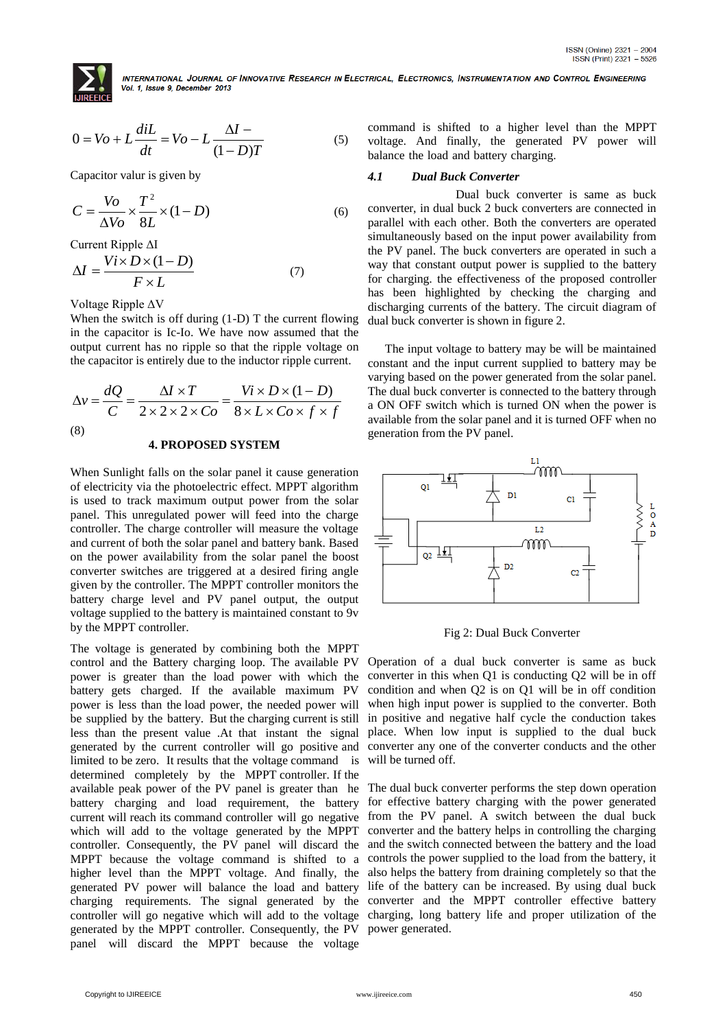$$0 = Vo + L\frac{diL}{dt} = Vo - L\frac{\Delta I -}{(1-D)T} \quad (5)$$

Capacitor valur is given by

$$C = \frac{Vo}{\Delta Vo} \times \frac{T^2}{8L} \times (1-D) \quad (6)$$

Current Ripple ΔI

$$\Delta I = \frac{Vi \times D \times (1-D)}{F \times L} \quad (7)$$

Voltage Ripple ΔV

When the switch is off during (1-D) T the current flowing in the capacitor is Ic-Io. We have now assumed that the output current has no ripple so that the ripple voltage on the capacitor is entirely due to the inductor ripple current.

$$\Delta v = \frac{dQ}{C} = \frac{\Delta I \times T}{2 \times 2 \times 2 \times Co} = \frac{Vi \times D \times (1-D)}{8 \times L \times Co \times f \times f}$$

(8)

## 4. PROPOSED SYSTEM

When Sunlight falls on the solar panel it cause generation of electricity via the photoelectric effect. MPPT algorithm is used to track maximum output power from the solar panel. This unregulated power will feed into the charge controller. The charge controller will measure the voltage and current of both the solar panel and battery bank. Based on the power availability from the solar panel the boost converter switches are triggered at a desired firing angle given by the controller. The MPPT controller monitors the battery charge level and PV panel output, the output voltage supplied to the battery is maintained constant to 9v by the MPPT controller.

The voltage is generated by combining both the MPPT control and the Battery charging loop. The available PV power is greater than the load power with which the battery gets charged. If the available maximum PV power is less than the load power, the needed power will be supplied by the battery. But the charging current is still less than the present value .At that instant the signal generated by the current controller will go positive and limited to be zero. It results that the voltage command is determined completely by the MPPT controller. If the available peak power of the PV panel is greater than he battery charging and load requirement, the battery current will reach its command controller will go negative which will add to the voltage generated by the MPPT controller. Consequently, the PV panel will discard the MPPT because the voltage command is shifted to a higher level than the MPPT voltage. And finally, the generated PV power will balance the load and battery charging requirements. The signal generated by the controller will go negative which will add to the voltage generated by the MPPT controller. Consequently, the PV panel will discard the MPPT because the voltage command is shifted to a higher level than the MPPT voltage. And finally, the generated PV power will balance the load and battery charging.

### 4.1 *Dual Buck Converter*

Dual buck converter is same as buck converter, in dual buck 2 buck converters are connected in parallel with each other. Both the converters are operated simultaneously based on the input power availability from the PV panel. The buck converters are operated in such a way that constant output power is supplied to the battery for charging. the effectiveness of the proposed controller has been highlighted by checking the charging and discharging currents of the battery. The circuit diagram of dual buck converter is shown in figure 2.

The input voltage to battery may be will be maintained constant and the input current supplied to battery may be varying based on the power generated from the solar panel. The dual buck converter is connected to the battery through a ON OFF switch which is turned ON when the power is available from the solar panel and it is turned OFF when no generation from the PV panel.

Fig 2: Dual Buck Converter

Operation of a dual buck converter is same as buck converter in this when Q1 is conducting Q2 will be in off condition and when Q2 is on Q1 will be in off condition when high input power is supplied to the converter. Both in positive and negative half cycle the conduction takes place. When low input is supplied to the dual buck converter any one of the converter conducts and the other will be turned off.

The dual buck converter performs the step down operation for effective battery charging with the power generated from the PV panel. A switch between the dual buck converter and the battery helps in controlling the charging and the switch connected between the battery and the load controls the power supplied to the load from the battery, it also helps the battery from draining completely so that the life of the battery can be increased. By using dual buck converter and the MPPT controller effective battery charging, long battery life and proper utilization of the power generated.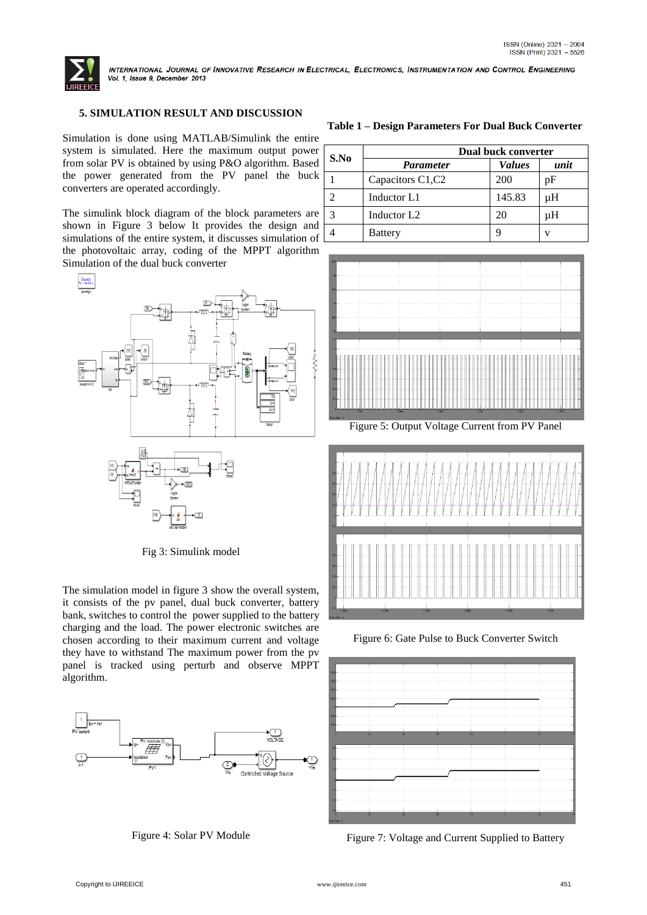## 5. SIMULATION RESULT AND DISCUSSION

Simulation is done using MATLAB/Simulink the entire system is simulated. Here the maximum output power from solar PV is obtained by using P&O algorithm. Based the power generated from the PV panel the buck converters are operated accordingly.

The simulink block diagram of the block parameters are shown in Figure 3 below It provides the design and simulations of the entire system, it discusses simulation of the photovoltaic array, coding of the MPPT algorithm Simulation of the dual buck converter

Fig 3: Simulink model

The simulation model in figure 3 show the overall system, it consists of the pv panel, dual buck converter, battery bank, switches to control the power supplied to the battery charging and the load. The power electronic switches are chosen according to their maximum current and voltage they have to withstand The maximum power from the pv panel is tracked using perturb and observe MPPT algorithm.

Figure 4: Solar PV Module

**Table 1 – Design Parameters For Dual Buck Converter**

| S.No | Dual buck converter | | |
|---|---|---|---|
| | ***Parameter*** | ***Values*** | ***unit*** |
| 1 | Capacitors C1,C2 | 200 | pF |
| 2 | Inductor L1 | 145.83 | μH |
| 3 | Inductor L2 | 20 | μH |
| 4 | Battery | 9 | v |

Figure 5: Output Voltage Current from PV Panel

Figure 6: Gate Pulse to Buck Converter Switch

Figure 7: Voltage and Current Supplied to Battery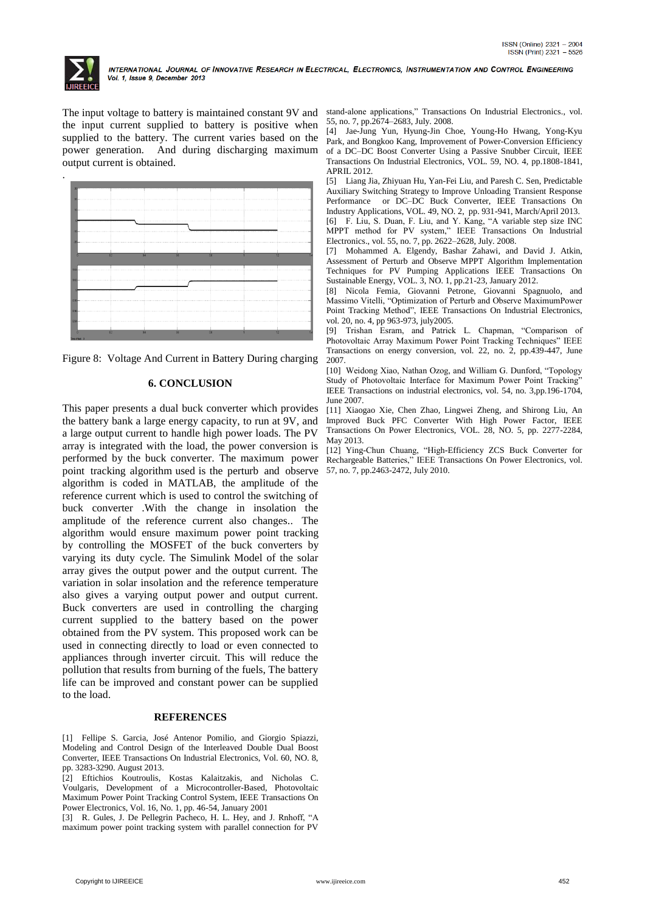The input voltage to battery is maintained constant 9V and the input current supplied to battery is positive when supplied to the battery. The current varies based on the power generation. And during discharging maximum output current is obtained.

Figure 8: Voltage And Current in Battery During charging

## 6. CONCLUSION

This paper presents a dual buck converter which provides the battery bank a large energy capacity, to run at 9V, and a large output current to handle high power loads. The PV array is integrated with the load, the power conversion is performed by the buck converter. The maximum power point tracking algorithm used is the perturb and observe algorithm is coded in MATLAB, the amplitude of the reference current which is used to control the switching of buck converter .With the change in insolation the amplitude of the reference current also changes.. The algorithm would ensure maximum power point tracking by controlling the MOSFET of the buck converters by varying its duty cycle. The Simulink Model of the solar array gives the output power and the output current. The variation in solar insolation and the reference temperature also gives a varying output power and output current. Buck converters are used in controlling the charging current supplied to the battery based on the power obtained from the PV system. This proposed work can be used in connecting directly to load or even connected to appliances through inverter circuit. This will reduce the pollution that results from burning of the fuels, The battery life can be improved and constant power can be supplied to the load.

## REFERENCES

[1] Fellipe S. Garcia, José Antenor Pomilio, and Giorgio Spiazzi, Modeling and Control Design of the Interleaved Double Dual Boost Converter, IEEE Transactions On Industrial Electronics, Vol. 60, NO. 8, pp. 3283-3290. August 2013.

[2] Eftichios Koutroulis, Kostas Kalaitzakis, and Nicholas C. Voulgaris, Development of a Microcontroller-Based, Photovoltaic Maximum Power Point Tracking Control System, IEEE Transactions On Power Electronics, Vol. 16, No. 1, pp. 46-54, January 2001

[3] R. Gules, J. De Pellegrin Pacheco, H. L. Hey, and J. Rnhoff, "A maximum power point tracking system with parallel connection for PV stand-alone applications," Transactions On Industrial Electronics., vol. 55, no. 7, pp.2674–2683, July. 2008.

[4] Jae-Jung Yun, Hyung-Jin Choe, Young-Ho Hwang, Yong-Kyu Park, and Bongkoo Kang, Improvement of Power-Conversion Efficiency of a DC–DC Boost Converter Using a Passive Snubber Circuit, IEEE Transactions On Industrial Electronics, VOL. 59, NO. 4, pp.1808-1841, APRIL 2012.

[5] Liang Jia, Zhiyuan Hu, Yan-Fei Liu, and Paresh C. Sen, Predictable Auxiliary Switching Strategy to Improve Unloading Transient Response Performance or DC–DC Buck Converter, IEEE Transactions On Industry Applications, VOL. 49, NO. 2, pp. 931-941, March/April 2013.

[6] F. Liu, S. Duan, F. Liu, and Y. Kang, "A variable step size INC MPPT method for PV system," IEEE Transactions On Industrial Electronics., vol. 55, no. 7, pp. 2622–2628, July. 2008.

[7] Mohammed A. Elgendy, Bashar Zahawi, and David J. Atkin, Assessment of Perturb and Observe MPPT Algorithm Implementation Techniques for PV Pumping Applications IEEE Transactions On Sustainable Energy, VOL. 3, NO. 1, pp.21-23, January 2012.

[8] Nicola Femia, Giovanni Petrone, Giovanni Spagnuolo, and Massimo Vitelli, "Optimization of Perturb and Observe MaximumPower Point Tracking Method", IEEE Transactions On Industrial Electronics, vol. 20, no. 4, pp 963-973, july2005.

[9] Trishan Esram, and Patrick L. Chapman, "Comparison of Photovoltaic Array Maximum Power Point Tracking Techniques" IEEE Transactions on energy conversion, vol. 22, no. 2, pp.439-447, June 2007.

[10] Weidong Xiao, Nathan Ozog, and William G. Dunford, "Topology Study of Photovoltaic Interface for Maximum Power Point Tracking" IEEE Transactions on industrial electronics, vol. 54, no. 3,pp.196-1704, June 2007.

[11] Xiaogao Xie, Chen Zhao, Lingwei Zheng, and Shirong Liu, An Improved Buck PFC Converter With High Power Factor, IEEE Transactions On Power Electronics, VOL. 28, NO. 5, pp. 2277-2284, May 2013.

[12] Ying-Chun Chuang, "High-Efficiency ZCS Buck Converter for Rechargeable Batteries," IEEE Transactions On Power Electronics, vol. 57, no. 7, pp.2463-2472, July 2010.